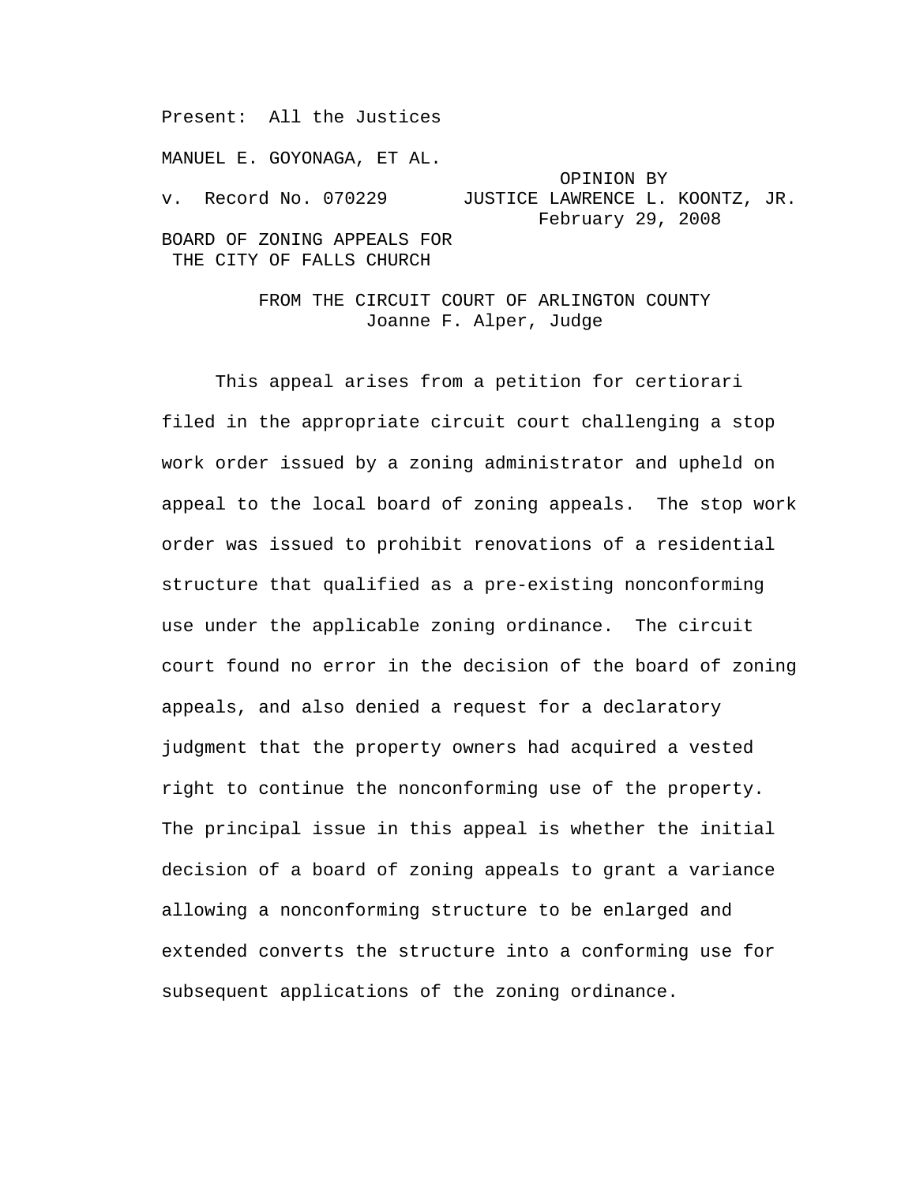Present: All the Justices

MANUEL E. GOYONAGA, ET AL.

v. Record No. 070229

OPINION BY JUSTICE LAWRENCE L. KOONTZ, JR.
February 29, 2008

BOARD OF ZONING APPEALS FOR THE CITY OF FALLS CHURCH

FROM THE CIRCUIT COURT OF ARLINGTON COUNTY
Joanne F. Alper, Judge

This appeal arises from a petition for certiorari filed in the appropriate circuit court challenging a stop work order issued by a zoning administrator and upheld on appeal to the local board of zoning appeals. The stop work order was issued to prohibit renovations of a residential structure that qualified as a pre-existing nonconforming use under the applicable zoning ordinance. The circuit court found no error in the decision of the board of zoning appeals, and also denied a request for a declaratory judgment that the property owners had acquired a vested right to continue the nonconforming use of the property. The principal issue in this appeal is whether the initial decision of a board of zoning appeals to grant a variance allowing a nonconforming structure to be enlarged and extended converts the structure into a conforming use for subsequent applications of the zoning ordinance.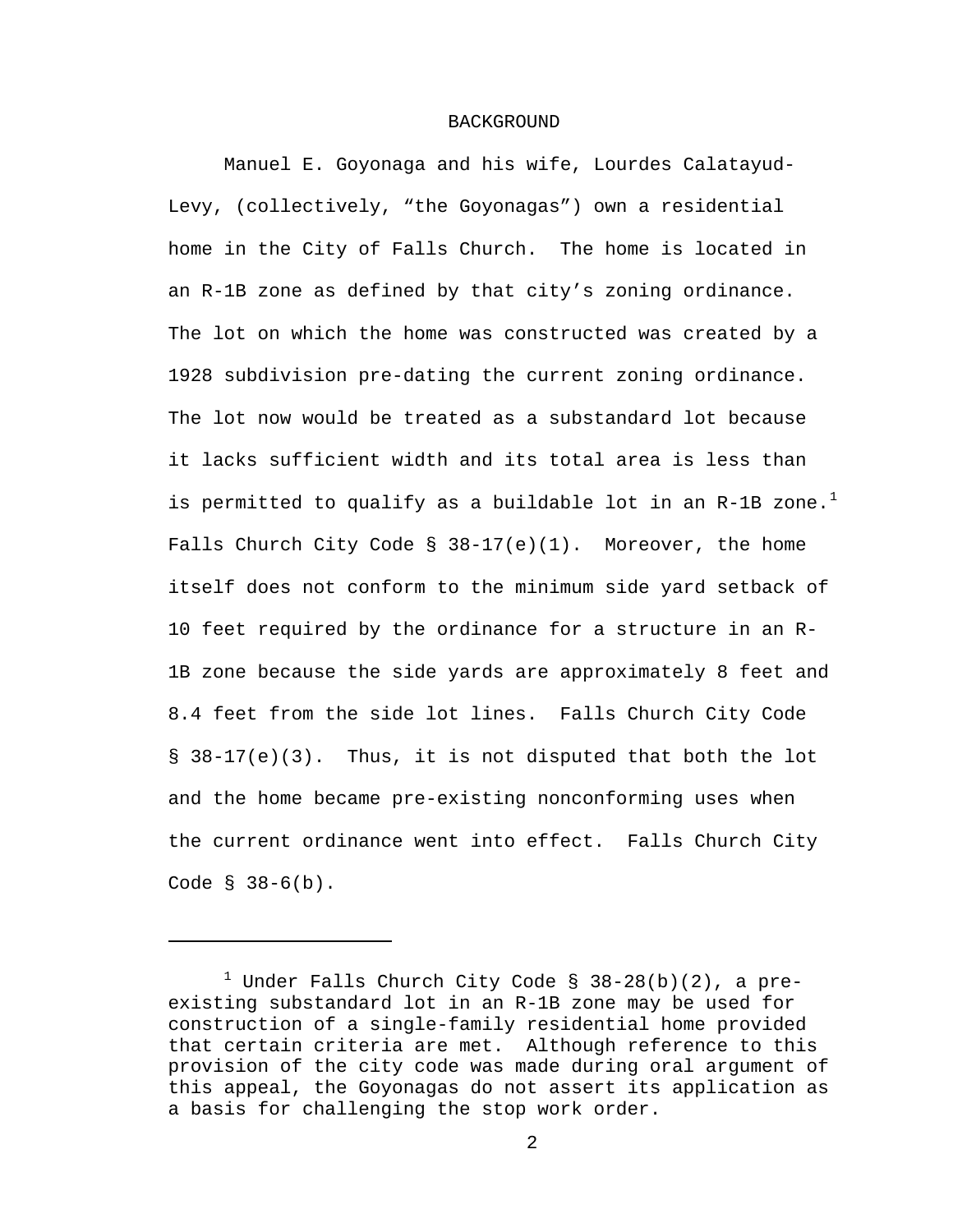## BACKGROUND

Manuel E. Goyonaga and his wife, Lourdes Calatayud-Levy, (collectively, "the Goyonagas") own a residential home in the City of Falls Church. The home is located in an R-1B zone as defined by that city's zoning ordinance. The lot on which the home was constructed was created by a 1928 subdivision pre-dating the current zoning ordinance. The lot now would be treated as a substandard lot because it lacks sufficient width and its total area is less than is permitted to qualify as a buildable lot in an R-1B zone.[1] Falls Church City Code § 38-17(e)(1). Moreover, the home itself does not conform to the minimum side yard setback of 10 feet required by the ordinance for a structure in an R-1B zone because the side yards are approximately 8 feet and 8.4 feet from the side lot lines. Falls Church City Code § 38-17(e)(3). Thus, it is not disputed that both the lot and the home became pre-existing nonconforming uses when the current ordinance went into effect. Falls Church City Code § 38-6(b).

---

[1] Under Falls Church City Code § 38-28(b)(2), a pre-existing substandard lot in an R-1B zone may be used for construction of a single-family residential home provided that certain criteria are met. Although reference to this provision of the city code was made during oral argument of this appeal, the Goyonagas do not assert its application as a basis for challenging the stop work order.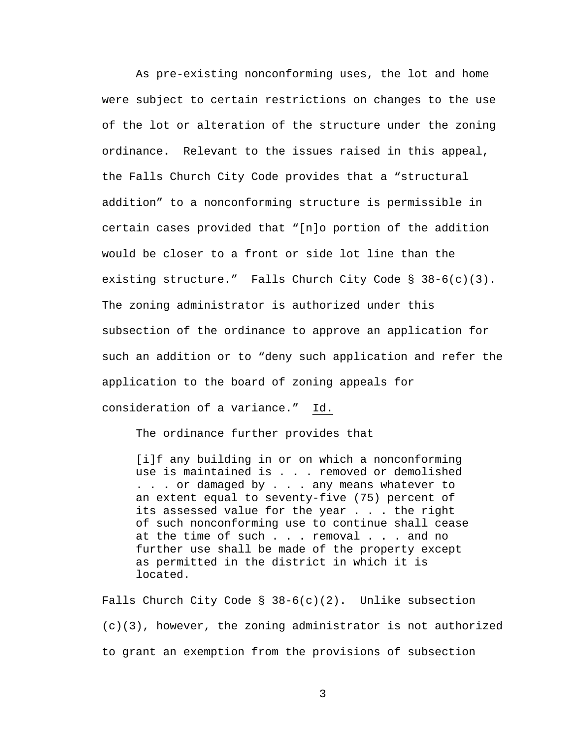As pre-existing nonconforming uses, the lot and home were subject to certain restrictions on changes to the use of the lot or alteration of the structure under the zoning ordinance. Relevant to the issues raised in this appeal, the Falls Church City Code provides that a "structural addition" to a nonconforming structure is permissible in certain cases provided that "[n]o portion of the addition would be closer to a front or side lot line than the existing structure." Falls Church City Code § 38-6(c)(3). The zoning administrator is authorized under this subsection of the ordinance to approve an application for such an addition or to "deny such application and refer the application to the board of zoning appeals for consideration of a variance." Id.

The ordinance further provides that

> [i]f any building in or on which a nonconforming use is maintained is . . . removed or demolished . . . or damaged by . . . any means whatever to an extent equal to seventy-five (75) percent of its assessed value for the year . . . the right of such nonconforming use to continue shall cease at the time of such . . . removal . . . and no further use shall be made of the property except as permitted in the district in which it is located.

Falls Church City Code § 38-6(c)(2). Unlike subsection (c)(3), however, the zoning administrator is not authorized to grant an exemption from the provisions of subsection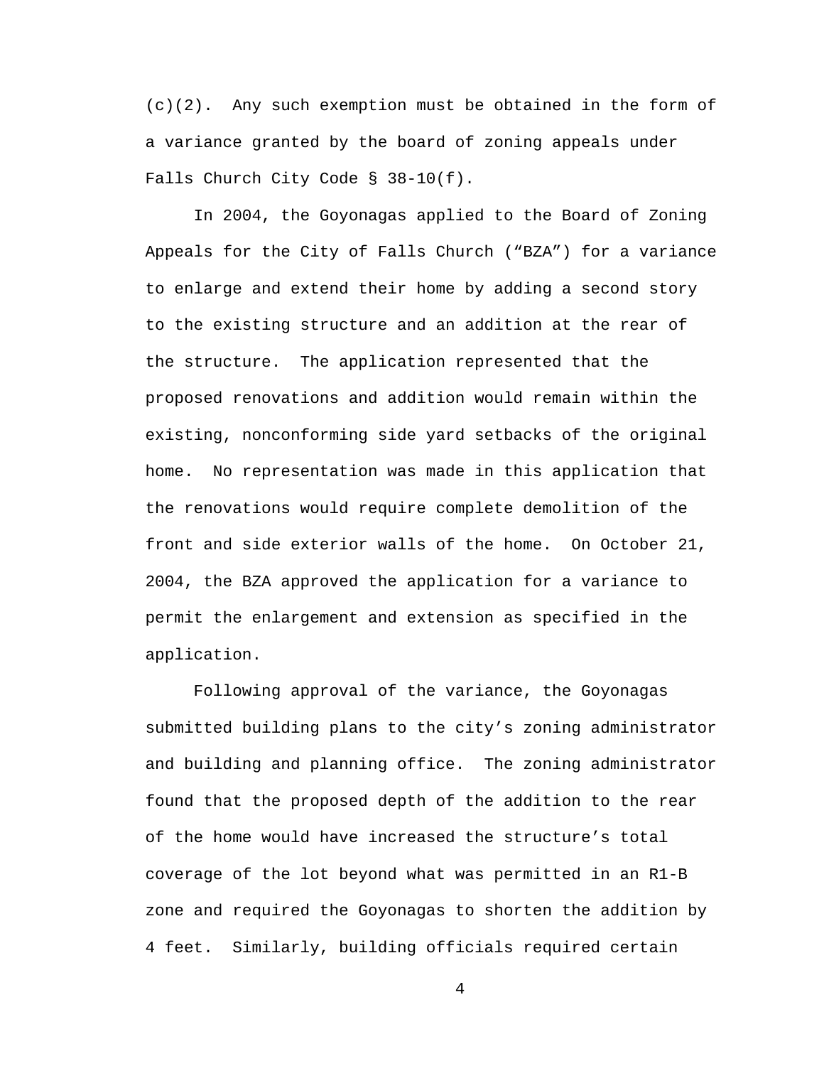(c)(2). Any such exemption must be obtained in the form of a variance granted by the board of zoning appeals under Falls Church City Code § 38-10(f).

In 2004, the Goyonagas applied to the Board of Zoning Appeals for the City of Falls Church ("BZA") for a variance to enlarge and extend their home by adding a second story to the existing structure and an addition at the rear of the structure. The application represented that the proposed renovations and addition would remain within the existing, nonconforming side yard setbacks of the original home. No representation was made in this application that the renovations would require complete demolition of the front and side exterior walls of the home. On October 21, 2004, the BZA approved the application for a variance to permit the enlargement and extension as specified in the application.

Following approval of the variance, the Goyonagas submitted building plans to the city's zoning administrator and building and planning office. The zoning administrator found that the proposed depth of the addition to the rear of the home would have increased the structure's total coverage of the lot beyond what was permitted in an R1-B zone and required the Goyonagas to shorten the addition by 4 feet. Similarly, building officials required certain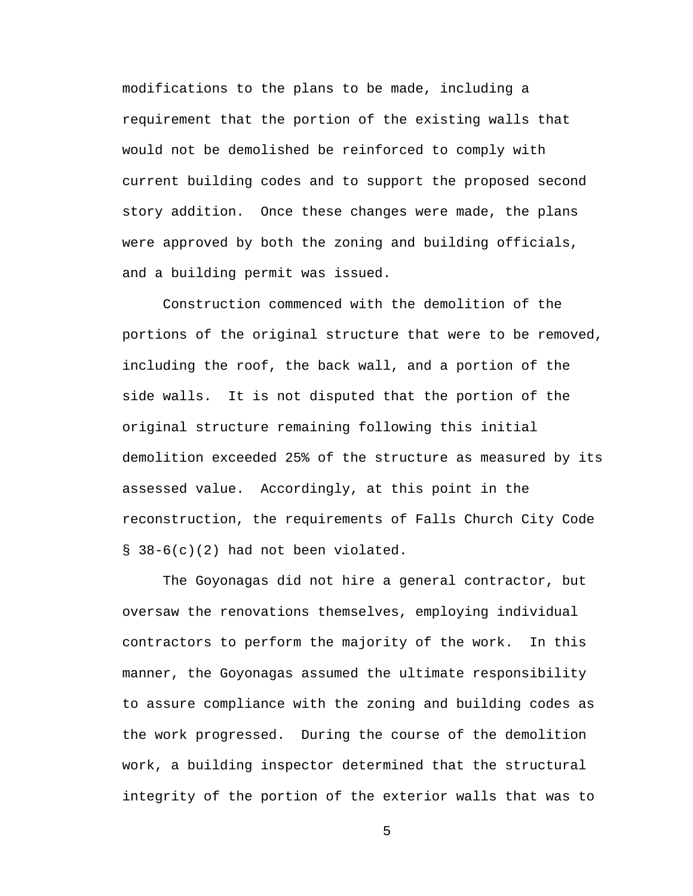modifications to the plans to be made, including a requirement that the portion of the existing walls that would not be demolished be reinforced to comply with current building codes and to support the proposed second story addition. Once these changes were made, the plans were approved by both the zoning and building officials, and a building permit was issued.

Construction commenced with the demolition of the portions of the original structure that were to be removed, including the roof, the back wall, and a portion of the side walls. It is not disputed that the portion of the original structure remaining following this initial demolition exceeded 25% of the structure as measured by its assessed value. Accordingly, at this point in the reconstruction, the requirements of Falls Church City Code § 38-6(c)(2) had not been violated.

The Goyonagas did not hire a general contractor, but oversaw the renovations themselves, employing individual contractors to perform the majority of the work. In this manner, the Goyonagas assumed the ultimate responsibility to assure compliance with the zoning and building codes as the work progressed. During the course of the demolition work, a building inspector determined that the structural integrity of the portion of the exterior walls that was to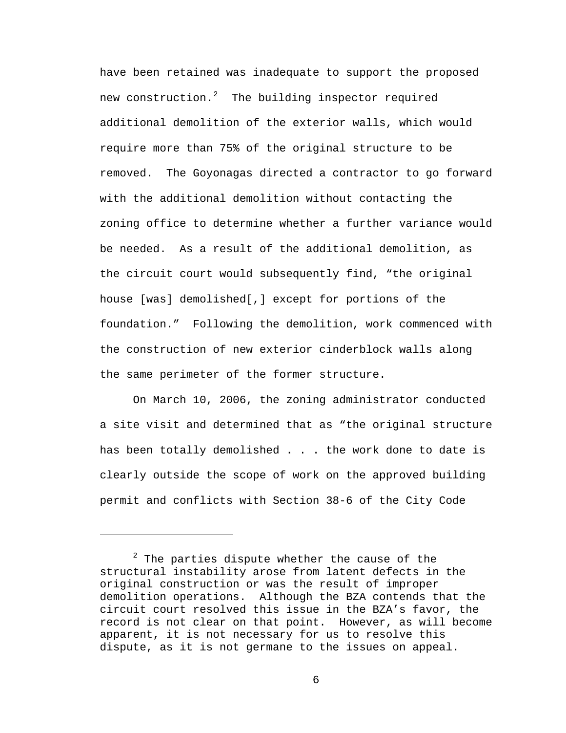have been retained was inadequate to support the proposed new construction.[2] The building inspector required additional demolition of the exterior walls, which would require more than 75% of the original structure to be removed. The Goyonagas directed a contractor to go forward with the additional demolition without contacting the zoning office to determine whether a further variance would be needed. As a result of the additional demolition, as the circuit court would subsequently find, "the original house [was] demolished[,] except for portions of the foundation." Following the demolition, work commenced with the construction of new exterior cinderblock walls along the same perimeter of the former structure.

On March 10, 2006, the zoning administrator conducted a site visit and determined that as "the original structure has been totally demolished . . . the work done to date is clearly outside the scope of work on the approved building permit and conflicts with Section 38-6 of the City Code

---

[2] The parties dispute whether the cause of the structural instability arose from latent defects in the original construction or was the result of improper demolition operations. Although the BZA contends that the circuit court resolved this issue in the BZA's favor, the record is not clear on that point. However, as will become apparent, it is not necessary for us to resolve this dispute, as it is not germane to the issues on appeal.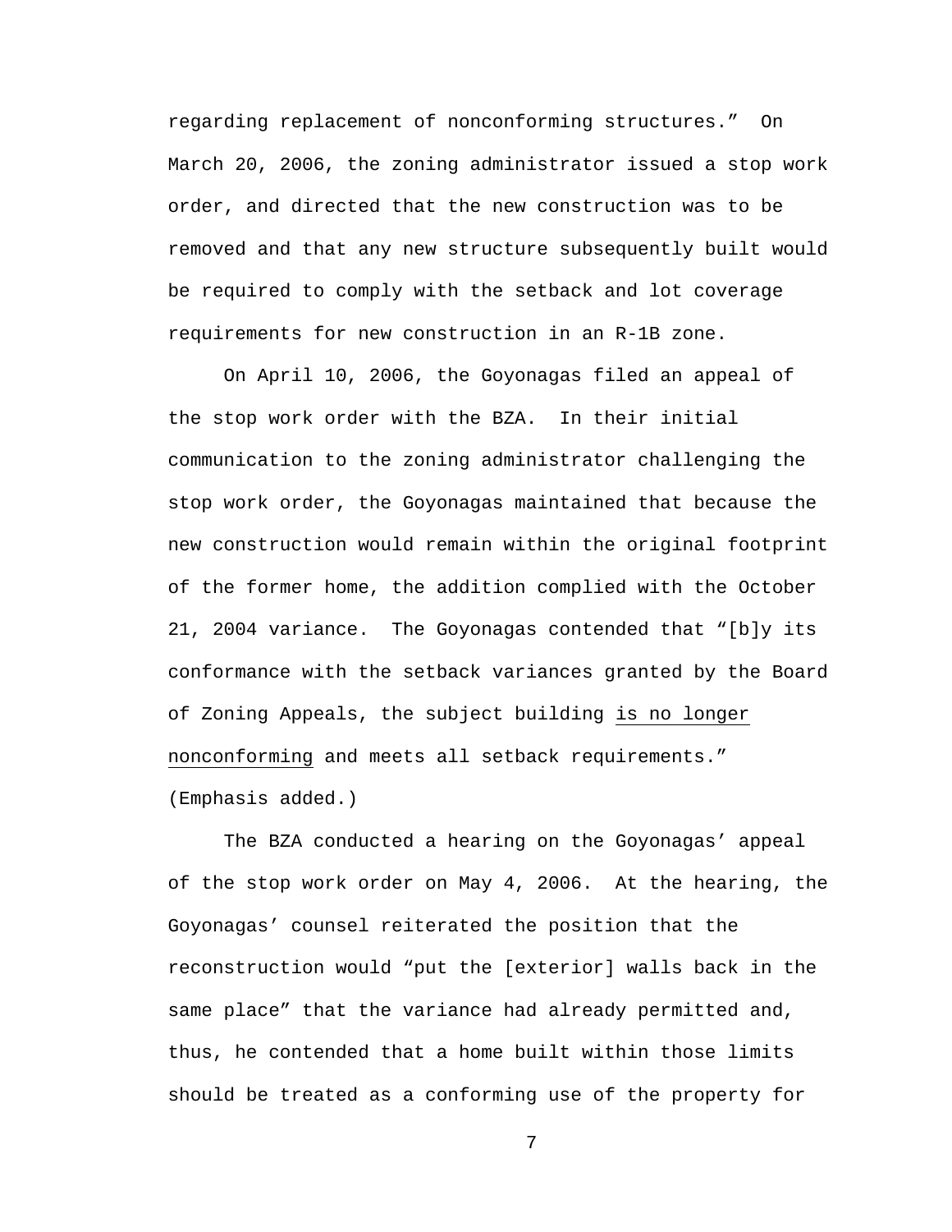regarding replacement of nonconforming structures." On March 20, 2006, the zoning administrator issued a stop work order, and directed that the new construction was to be removed and that any new structure subsequently built would be required to comply with the setback and lot coverage requirements for new construction in an R-1B zone.

On April 10, 2006, the Goyonagas filed an appeal of the stop work order with the BZA. In their initial communication to the zoning administrator challenging the stop work order, the Goyonagas maintained that because the new construction would remain within the original footprint of the former home, the addition complied with the October 21, 2004 variance. The Goyonagas contended that "[b]y its conformance with the setback variances granted by the Board of Zoning Appeals, the subject building <u>is no longer nonconforming</u> and meets all setback requirements." (Emphasis added.)

The BZA conducted a hearing on the Goyonagas' appeal of the stop work order on May 4, 2006. At the hearing, the Goyonagas' counsel reiterated the position that the reconstruction would "put the [exterior] walls back in the same place" that the variance had already permitted and, thus, he contended that a home built within those limits should be treated as a conforming use of the property for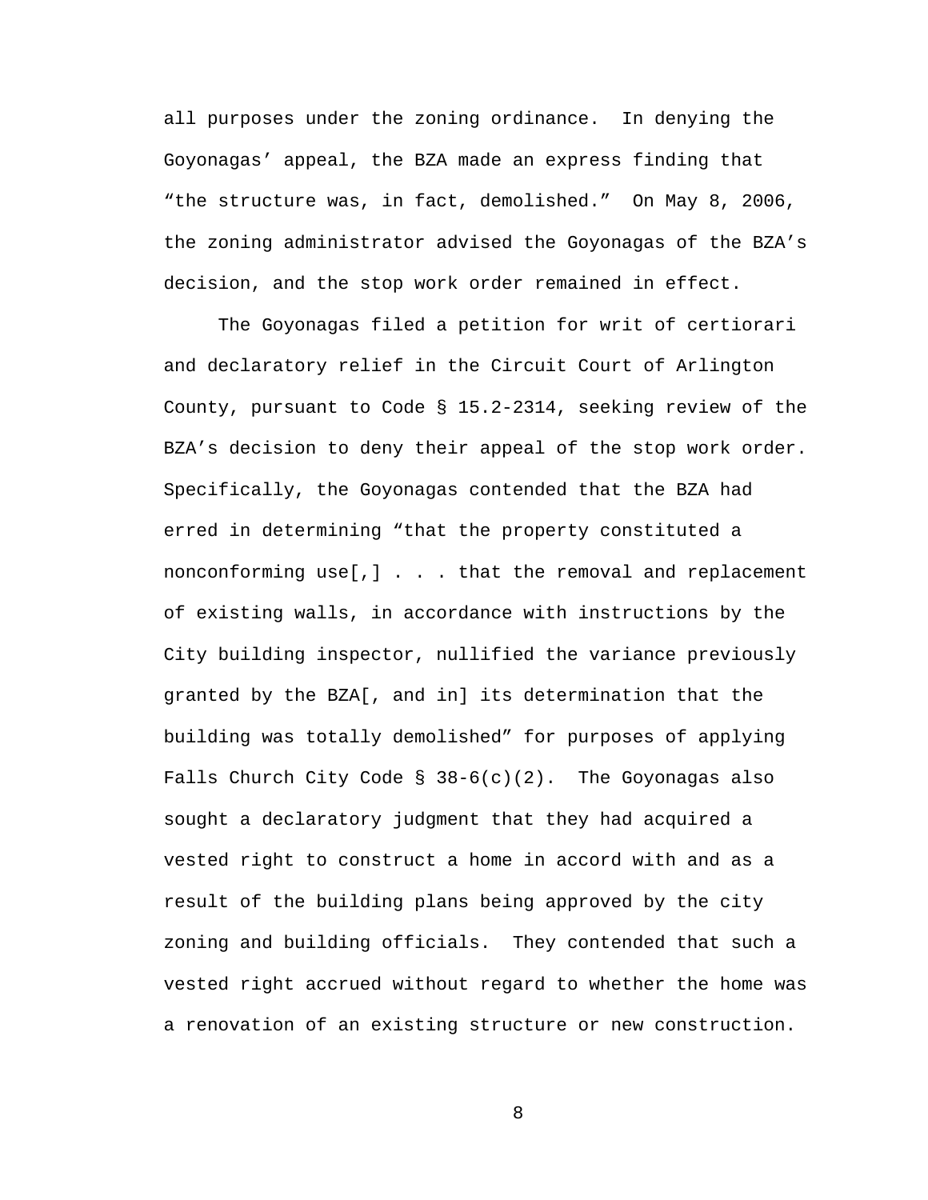all purposes under the zoning ordinance. In denying the Goyonagas' appeal, the BZA made an express finding that "the structure was, in fact, demolished." On May 8, 2006, the zoning administrator advised the Goyonagas of the BZA's decision, and the stop work order remained in effect.

The Goyonagas filed a petition for writ of certiorari and declaratory relief in the Circuit Court of Arlington County, pursuant to Code § 15.2-2314, seeking review of the BZA's decision to deny their appeal of the stop work order. Specifically, the Goyonagas contended that the BZA had erred in determining "that the property constituted a nonconforming use[,] . . . that the removal and replacement of existing walls, in accordance with instructions by the City building inspector, nullified the variance previously granted by the BZA[, and in] its determination that the building was totally demolished" for purposes of applying Falls Church City Code § 38-6(c)(2). The Goyonagas also sought a declaratory judgment that they had acquired a vested right to construct a home in accord with and as a result of the building plans being approved by the city zoning and building officials. They contended that such a vested right accrued without regard to whether the home was a renovation of an existing structure or new construction.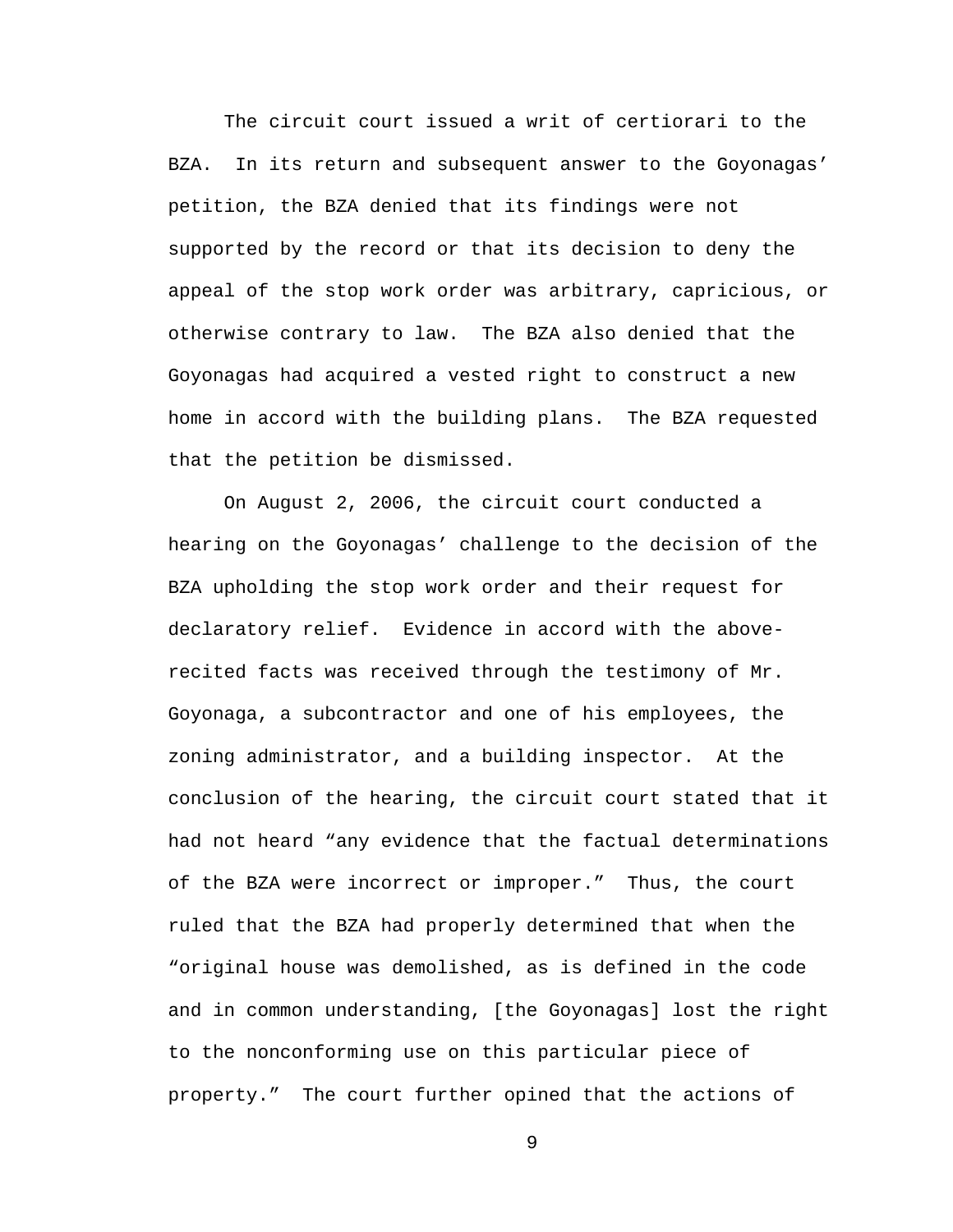The circuit court issued a writ of certiorari to the BZA. In its return and subsequent answer to the Goyonagas' petition, the BZA denied that its findings were not supported by the record or that its decision to deny the appeal of the stop work order was arbitrary, capricious, or otherwise contrary to law. The BZA also denied that the Goyonagas had acquired a vested right to construct a new home in accord with the building plans. The BZA requested that the petition be dismissed.

On August 2, 2006, the circuit court conducted a hearing on the Goyonagas' challenge to the decision of the BZA upholding the stop work order and their request for declaratory relief. Evidence in accord with the above-recited facts was received through the testimony of Mr. Goyonaga, a subcontractor and one of his employees, the zoning administrator, and a building inspector. At the conclusion of the hearing, the circuit court stated that it had not heard "any evidence that the factual determinations of the BZA were incorrect or improper." Thus, the court ruled that the BZA had properly determined that when the "original house was demolished, as is defined in the code and in common understanding, [the Goyonagas] lost the right to the nonconforming use on this particular piece of property." The court further opined that the actions of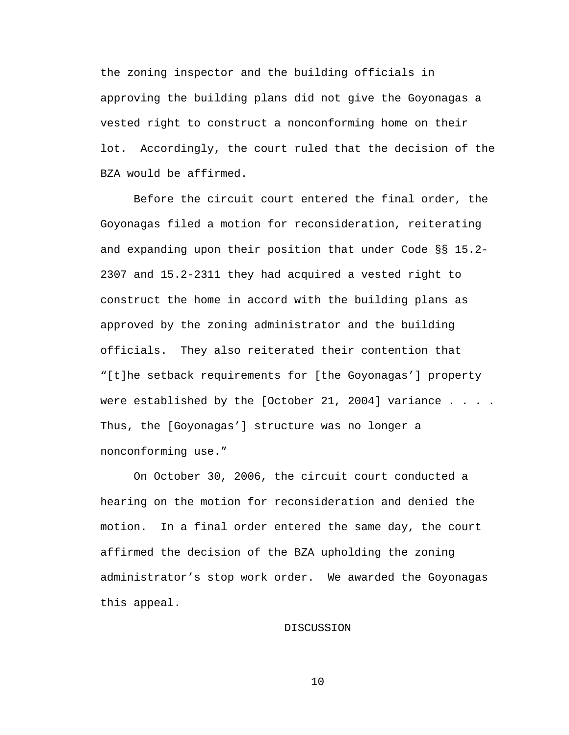the zoning inspector and the building officials in approving the building plans did not give the Goyonagas a vested right to construct a nonconforming home on their lot. Accordingly, the court ruled that the decision of the BZA would be affirmed.

Before the circuit court entered the final order, the Goyonagas filed a motion for reconsideration, reiterating and expanding upon their position that under Code §§ 15.2-2307 and 15.2-2311 they had acquired a vested right to construct the home in accord with the building plans as approved by the zoning administrator and the building officials. They also reiterated their contention that "[t]he setback requirements for [the Goyonagas'] property were established by the [October 21, 2004] variance . . . . Thus, the [Goyonagas'] structure was no longer a nonconforming use."

On October 30, 2006, the circuit court conducted a hearing on the motion for reconsideration and denied the motion. In a final order entered the same day, the court affirmed the decision of the BZA upholding the zoning administrator's stop work order. We awarded the Goyonagas this appeal.

## DISCUSSION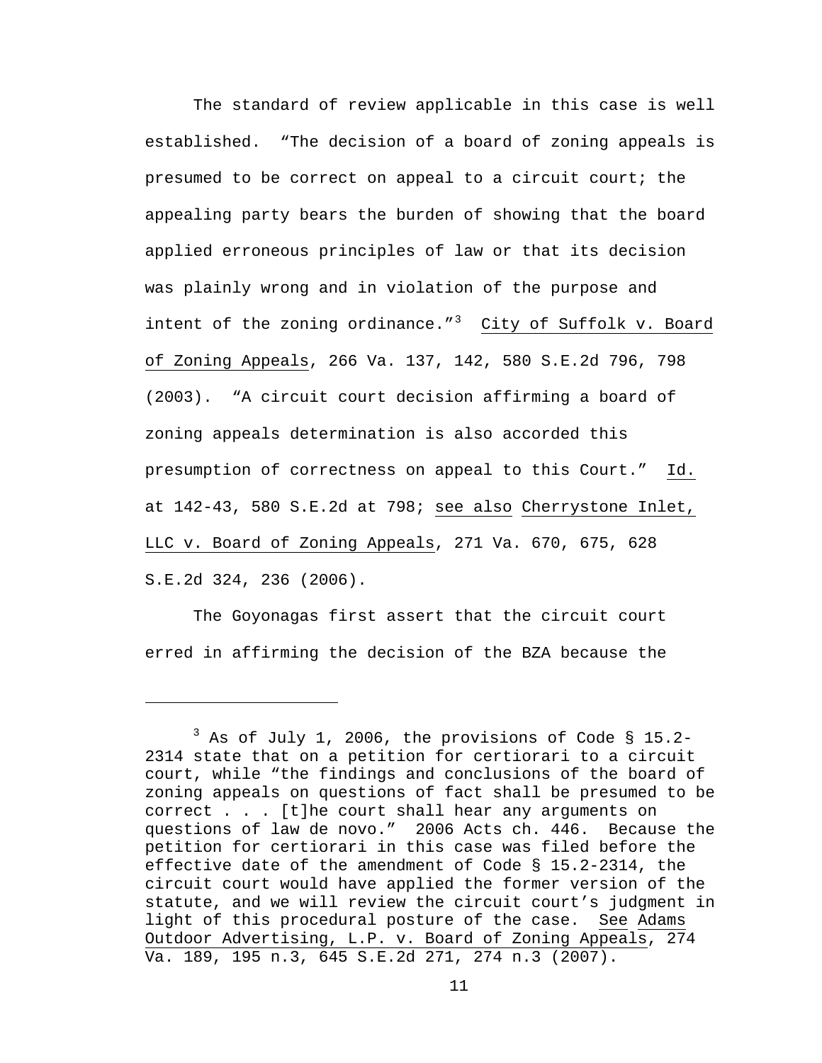The standard of review applicable in this case is well established. "The decision of a board of zoning appeals is presumed to be correct on appeal to a circuit court; the appealing party bears the burden of showing that the board applied erroneous principles of law or that its decision was plainly wrong and in violation of the purpose and intent of the zoning ordinance."[3] City of Suffolk v. Board of Zoning Appeals, 266 Va. 137, 142, 580 S.E.2d 796, 798 (2003). "A circuit court decision affirming a board of zoning appeals determination is also accorded this presumption of correctness on appeal to this Court." Id. at 142-43, 580 S.E.2d at 798; see also Cherrystone Inlet, LLC v. Board of Zoning Appeals, 271 Va. 670, 675, 628 S.E.2d 324, 236 (2006).

The Goyonagas first assert that the circuit court erred in affirming the decision of the BZA because the

---

[3] As of July 1, 2006, the provisions of Code § 15.2-2314 state that on a petition for certiorari to a circuit court, while "the findings and conclusions of the board of zoning appeals on questions of fact shall be presumed to be correct . . . [t]he court shall hear any arguments on questions of law de novo." 2006 Acts ch. 446. Because the petition for certiorari in this case was filed before the effective date of the amendment of Code § 15.2-2314, the circuit court would have applied the former version of the statute, and we will review the circuit court's judgment in light of this procedural posture of the case. See Adams Outdoor Advertising, L.P. v. Board of Zoning Appeals, 274 Va. 189, 195 n.3, 645 S.E.2d 271, 274 n.3 (2007).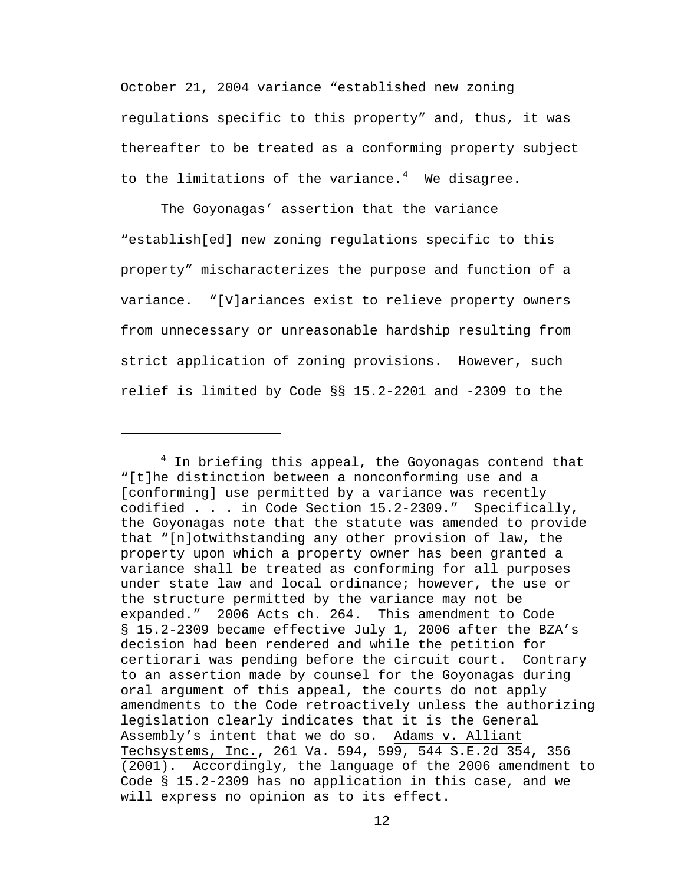October 21, 2004 variance "established new zoning regulations specific to this property" and, thus, it was thereafter to be treated as a conforming property subject to the limitations of the variance.[4] We disagree.

The Goyonagas' assertion that the variance "establish[ed] new zoning regulations specific to this property" mischaracterizes the purpose and function of a variance. "[V]ariances exist to relieve property owners from unnecessary or unreasonable hardship resulting from strict application of zoning provisions. However, such relief is limited by Code §§ 15.2-2201 and -2309 to the

---

[4] In briefing this appeal, the Goyonagas contend that "[t]he distinction between a nonconforming use and a [conforming] use permitted by a variance was recently codified . . . in Code Section 15.2-2309." Specifically, the Goyonagas note that the statute was amended to provide that "[n]otwithstanding any other provision of law, the property upon which a property owner has been granted a variance shall be treated as conforming for all purposes under state law and local ordinance; however, the use or the structure permitted by the variance may not be expanded." 2006 Acts ch. 264. This amendment to Code § 15.2-2309 became effective July 1, 2006 after the BZA's decision had been rendered and while the petition for certiorari was pending before the circuit court. Contrary to an assertion made by counsel for the Goyonagas during oral argument of this appeal, the courts do not apply amendments to the Code retroactively unless the authorizing legislation clearly indicates that it is the General Assembly's intent that we do so. Adams v. Alliant Techsystems, Inc., 261 Va. 594, 599, 544 S.E.2d 354, 356 (2001). Accordingly, the language of the 2006 amendment to Code § 15.2-2309 has no application in this case, and we will express no opinion as to its effect.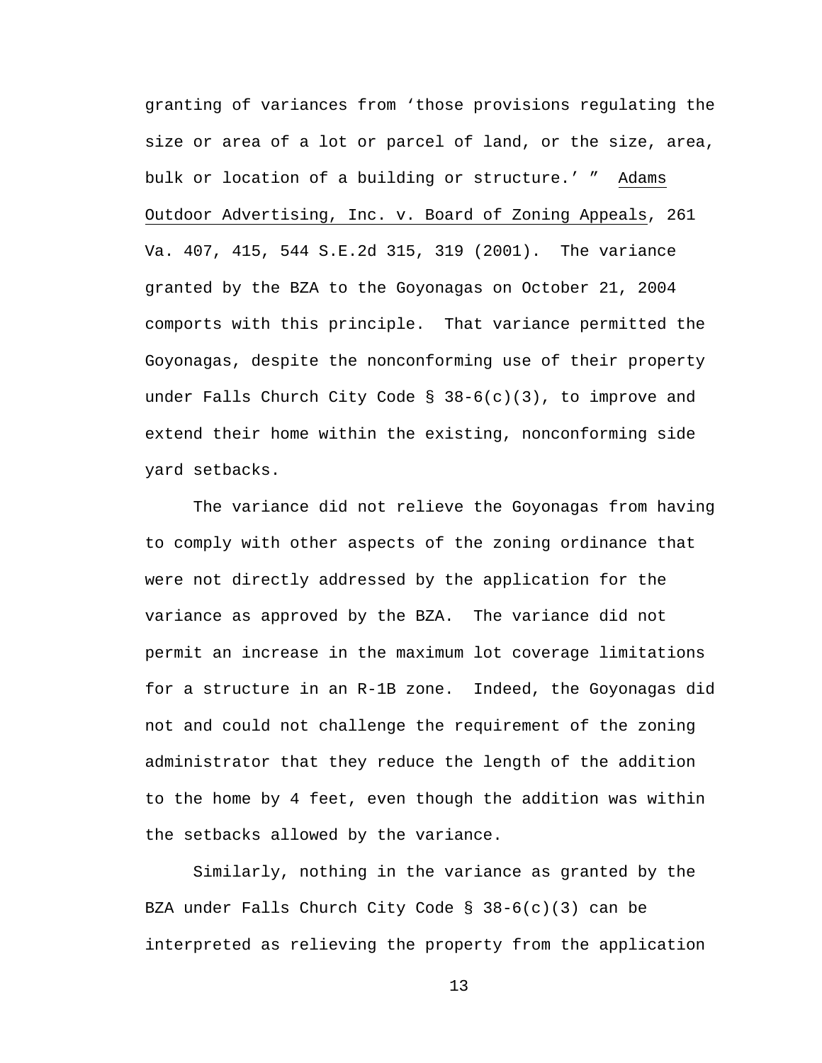granting of variances from 'those provisions regulating the size or area of a lot or parcel of land, or the size, area, bulk or location of a building or structure.' " Adams Outdoor Advertising, Inc. v. Board of Zoning Appeals, 261 Va. 407, 415, 544 S.E.2d 315, 319 (2001). The variance granted by the BZA to the Goyonagas on October 21, 2004 comports with this principle. That variance permitted the Goyonagas, despite the nonconforming use of their property under Falls Church City Code § 38-6(c)(3), to improve and extend their home within the existing, nonconforming side yard setbacks.

The variance did not relieve the Goyonagas from having to comply with other aspects of the zoning ordinance that were not directly addressed by the application for the variance as approved by the BZA. The variance did not permit an increase in the maximum lot coverage limitations for a structure in an R-1B zone. Indeed, the Goyonagas did not and could not challenge the requirement of the zoning administrator that they reduce the length of the addition to the home by 4 feet, even though the addition was within the setbacks allowed by the variance.

Similarly, nothing in the variance as granted by the BZA under Falls Church City Code § 38-6(c)(3) can be interpreted as relieving the property from the application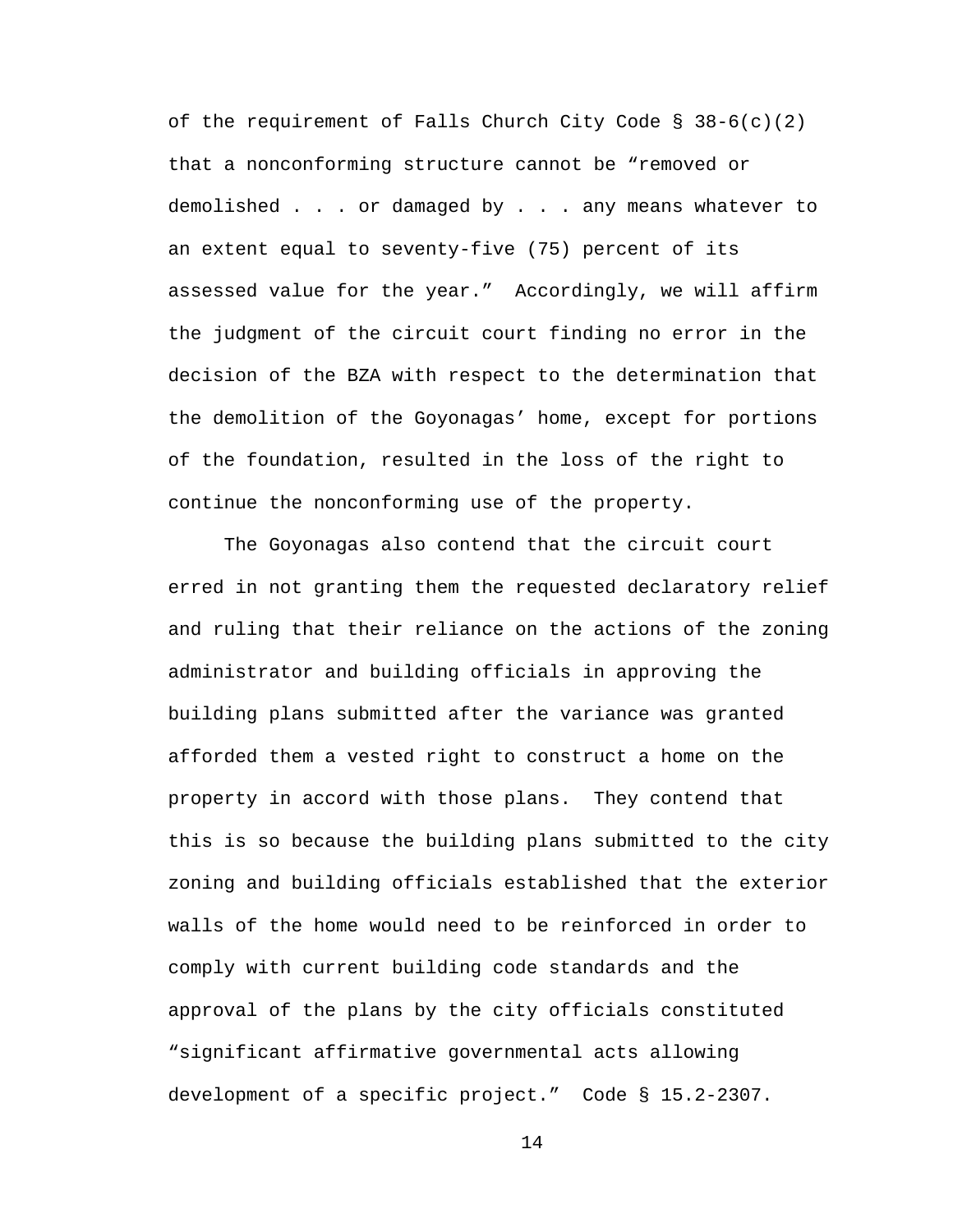of the requirement of Falls Church City Code § 38-6(c)(2) that a nonconforming structure cannot be "removed or demolished . . . or damaged by . . . any means whatever to an extent equal to seventy-five (75) percent of its assessed value for the year." Accordingly, we will affirm the judgment of the circuit court finding no error in the decision of the BZA with respect to the determination that the demolition of the Goyonagas' home, except for portions of the foundation, resulted in the loss of the right to continue the nonconforming use of the property.

The Goyonagas also contend that the circuit court erred in not granting them the requested declaratory relief and ruling that their reliance on the actions of the zoning administrator and building officials in approving the building plans submitted after the variance was granted afforded them a vested right to construct a home on the property in accord with those plans. They contend that this is so because the building plans submitted to the city zoning and building officials established that the exterior walls of the home would need to be reinforced in order to comply with current building code standards and the approval of the plans by the city officials constituted "significant affirmative governmental acts allowing development of a specific project." Code § 15.2-2307.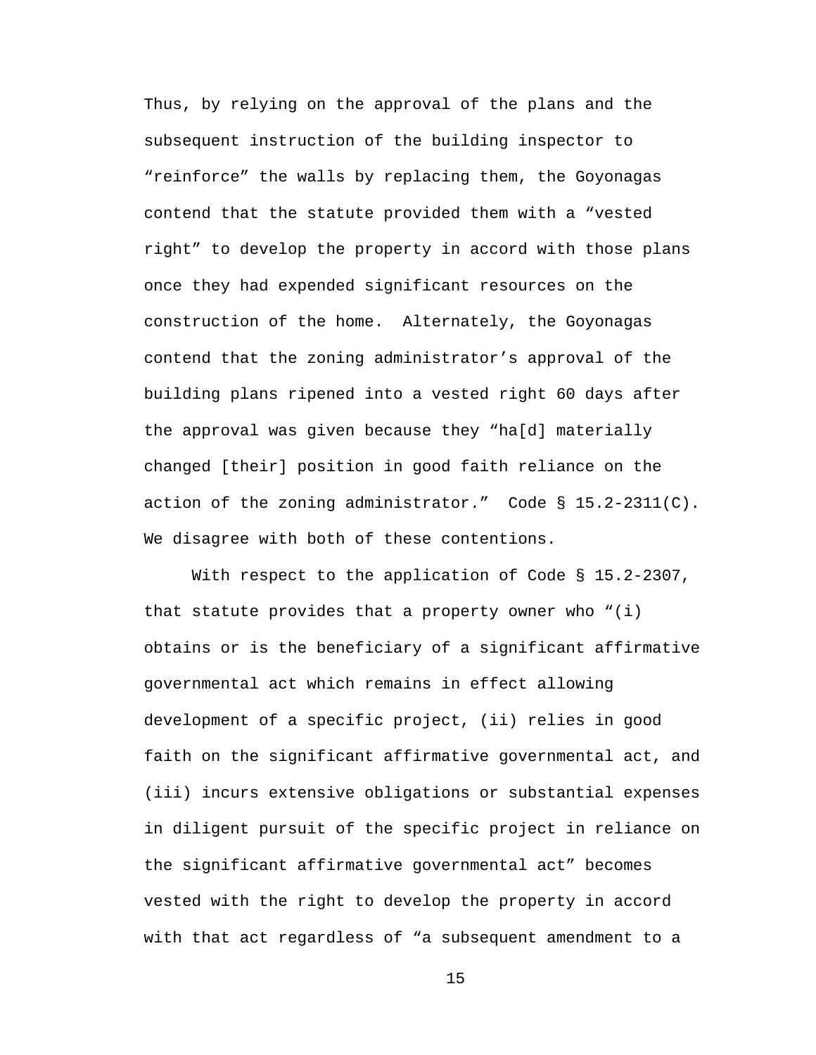Thus, by relying on the approval of the plans and the subsequent instruction of the building inspector to “reinforce” the walls by replacing them, the Goyonagas contend that the statute provided them with a “vested right” to develop the property in accord with those plans once they had expended significant resources on the construction of the home. Alternately, the Goyonagas contend that the zoning administrator’s approval of the building plans ripened into a vested right 60 days after the approval was given because they “ha[d] materially changed [their] position in good faith reliance on the action of the zoning administrator.” Code § 15.2-2311(C). We disagree with both of these contentions.

With respect to the application of Code § 15.2-2307, that statute provides that a property owner who “(i) obtains or is the beneficiary of a significant affirmative governmental act which remains in effect allowing development of a specific project, (ii) relies in good faith on the significant affirmative governmental act, and (iii) incurs extensive obligations or substantial expenses in diligent pursuit of the specific project in reliance on the significant affirmative governmental act” becomes vested with the right to develop the property in accord with that act regardless of “a subsequent amendment to a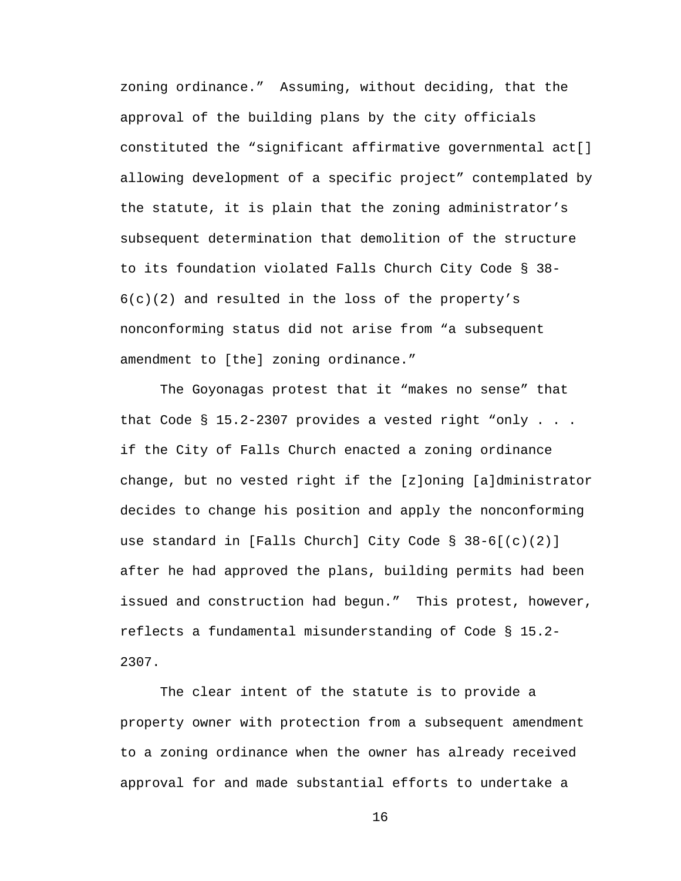zoning ordinance." Assuming, without deciding, that the approval of the building plans by the city officials constituted the "significant affirmative governmental act[] allowing development of a specific project" contemplated by the statute, it is plain that the zoning administrator's subsequent determination that demolition of the structure to its foundation violated Falls Church City Code § 38-6(c)(2) and resulted in the loss of the property's nonconforming status did not arise from "a subsequent amendment to [the] zoning ordinance."

The Goyonagas protest that it "makes no sense" that that Code § 15.2-2307 provides a vested right "only . . . if the City of Falls Church enacted a zoning ordinance change, but no vested right if the [z]oning [a]dministrator decides to change his position and apply the nonconforming use standard in [Falls Church] City Code § 38-6[(c)(2)] after he had approved the plans, building permits had been issued and construction had begun." This protest, however, reflects a fundamental misunderstanding of Code § 15.2-2307.

The clear intent of the statute is to provide a property owner with protection from a subsequent amendment to a zoning ordinance when the owner has already received approval for and made substantial efforts to undertake a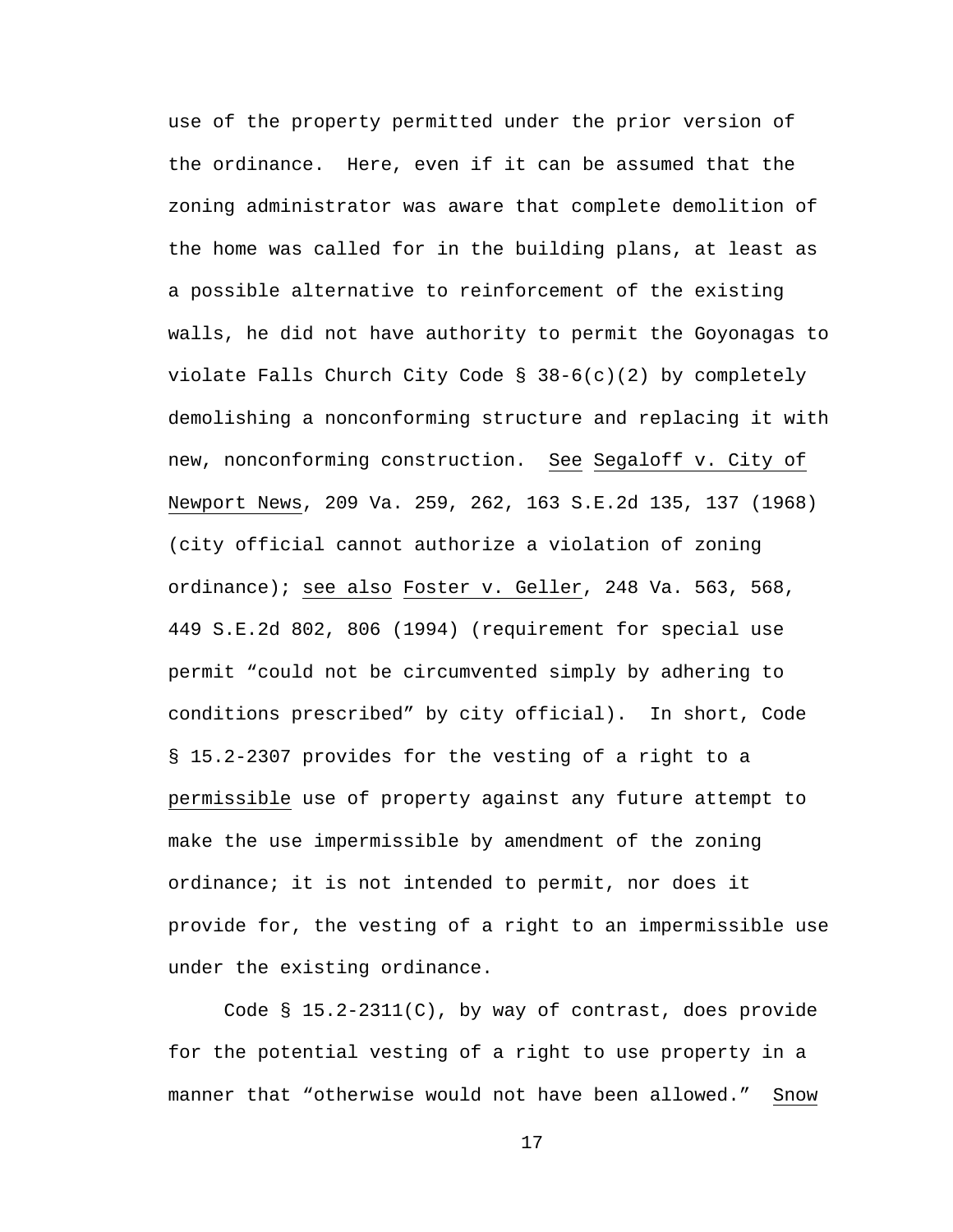use of the property permitted under the prior version of the ordinance. Here, even if it can be assumed that the zoning administrator was aware that complete demolition of the home was called for in the building plans, at least as a possible alternative to reinforcement of the existing walls, he did not have authority to permit the Goyonagas to violate Falls Church City Code § 38-6(c)(2) by completely demolishing a nonconforming structure and replacing it with new, nonconforming construction. See Segaloff v. City of Newport News, 209 Va. 259, 262, 163 S.E.2d 135, 137 (1968) (city official cannot authorize a violation of zoning ordinance); see also Foster v. Geller, 248 Va. 563, 568, 449 S.E.2d 802, 806 (1994) (requirement for special use permit "could not be circumvented simply by adhering to conditions prescribed" by city official). In short, Code § 15.2-2307 provides for the vesting of a right to a permissible use of property against any future attempt to make the use impermissible by amendment of the zoning ordinance; it is not intended to permit, nor does it provide for, the vesting of a right to an impermissible use under the existing ordinance.

Code § 15.2-2311(C), by way of contrast, does provide for the potential vesting of a right to use property in a manner that "otherwise would not have been allowed." Snow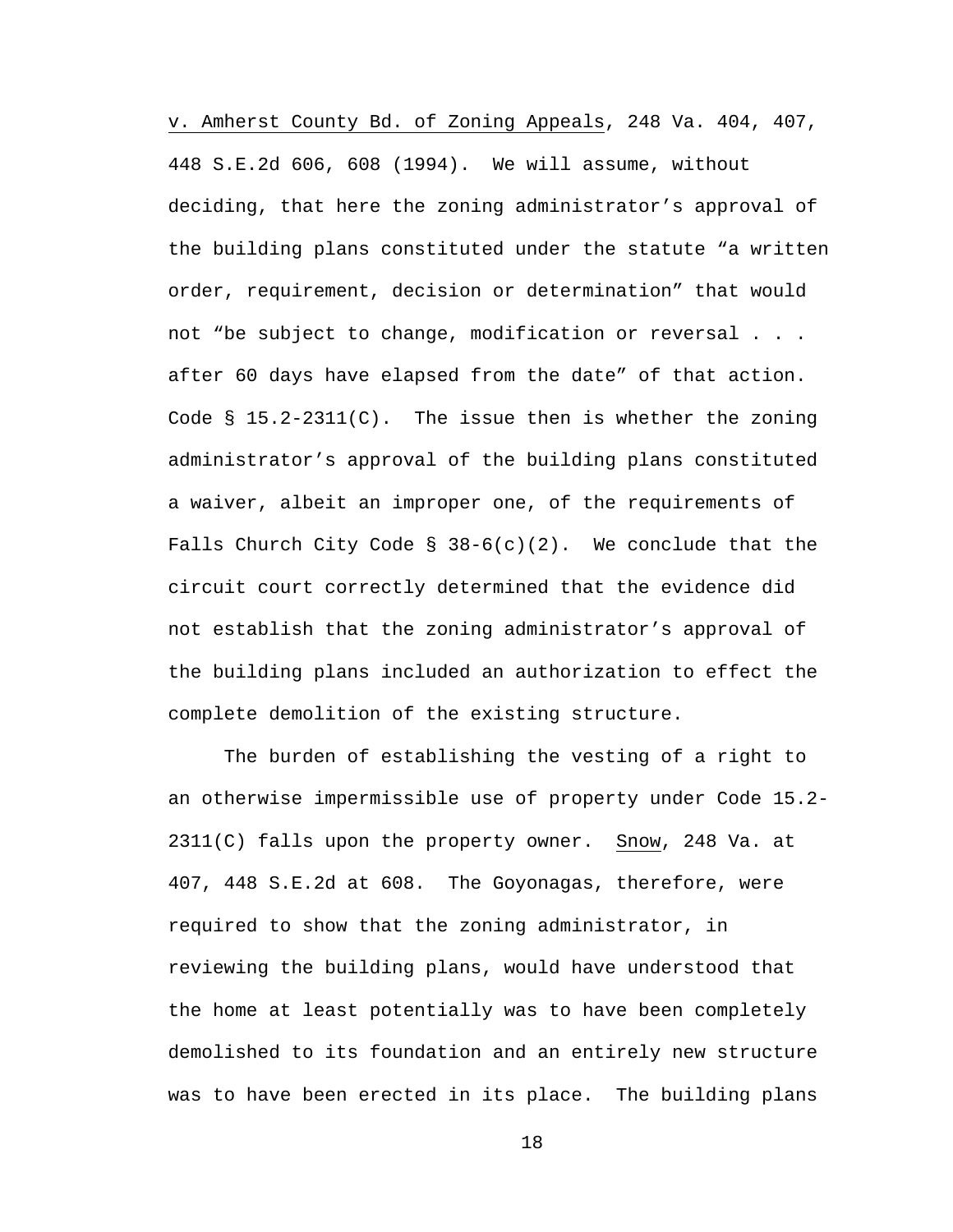v. Amherst County Bd. of Zoning Appeals, 248 Va. 404, 407, 448 S.E.2d 606, 608 (1994). We will assume, without deciding, that here the zoning administrator's approval of the building plans constituted under the statute "a written order, requirement, decision or determination" that would not "be subject to change, modification or reversal . . . after 60 days have elapsed from the date" of that action. Code § 15.2-2311(C). The issue then is whether the zoning administrator's approval of the building plans constituted a waiver, albeit an improper one, of the requirements of Falls Church City Code § 38-6(c)(2). We conclude that the circuit court correctly determined that the evidence did not establish that the zoning administrator's approval of the building plans included an authorization to effect the complete demolition of the existing structure.

The burden of establishing the vesting of a right to an otherwise impermissible use of property under Code 15.2-2311(C) falls upon the property owner. Snow, 248 Va. at 407, 448 S.E.2d at 608. The Goyonagas, therefore, were required to show that the zoning administrator, in reviewing the building plans, would have understood that the home at least potentially was to have been completely demolished to its foundation and an entirely new structure was to have been erected in its place. The building plans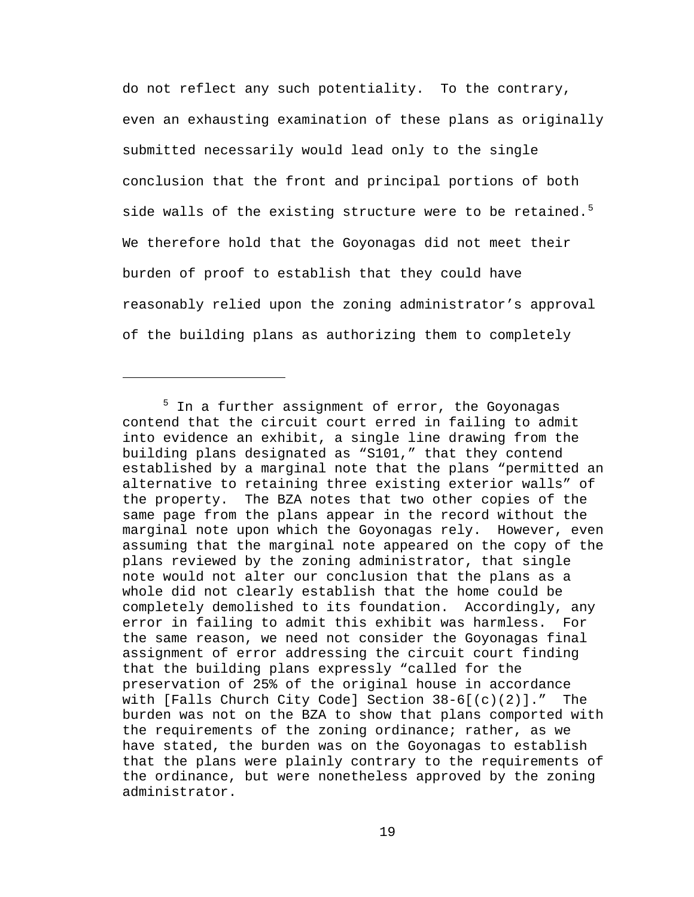do not reflect any such potentiality. To the contrary, even an exhausting examination of these plans as originally submitted necessarily would lead only to the single conclusion that the front and principal portions of both side walls of the existing structure were to be retained.[5] We therefore hold that the Goyonagas did not meet their burden of proof to establish that they could have reasonably relied upon the zoning administrator's approval of the building plans as authorizing them to completely

---

[5] In a further assignment of error, the Goyonagas contend that the circuit court erred in failing to admit into evidence an exhibit, a single line drawing from the building plans designated as "S101," that they contend established by a marginal note that the plans "permitted an alternative to retaining three existing exterior walls" of the property. The BZA notes that two other copies of the same page from the plans appear in the record without the marginal note upon which the Goyonagas rely. However, even assuming that the marginal note appeared on the copy of the plans reviewed by the zoning administrator, that single note would not alter our conclusion that the plans as a whole did not clearly establish that the home could be completely demolished to its foundation. Accordingly, any error in failing to admit this exhibit was harmless. For the same reason, we need not consider the Goyonagas final assignment of error addressing the circuit court finding that the building plans expressly "called for the preservation of 25% of the original house in accordance with [Falls Church City Code] Section 38-6[(c)(2)]." The burden was not on the BZA to show that plans comported with the requirements of the zoning ordinance; rather, as we have stated, the burden was on the Goyonagas to establish that the plans were plainly contrary to the requirements of the ordinance, but were nonetheless approved by the zoning administrator.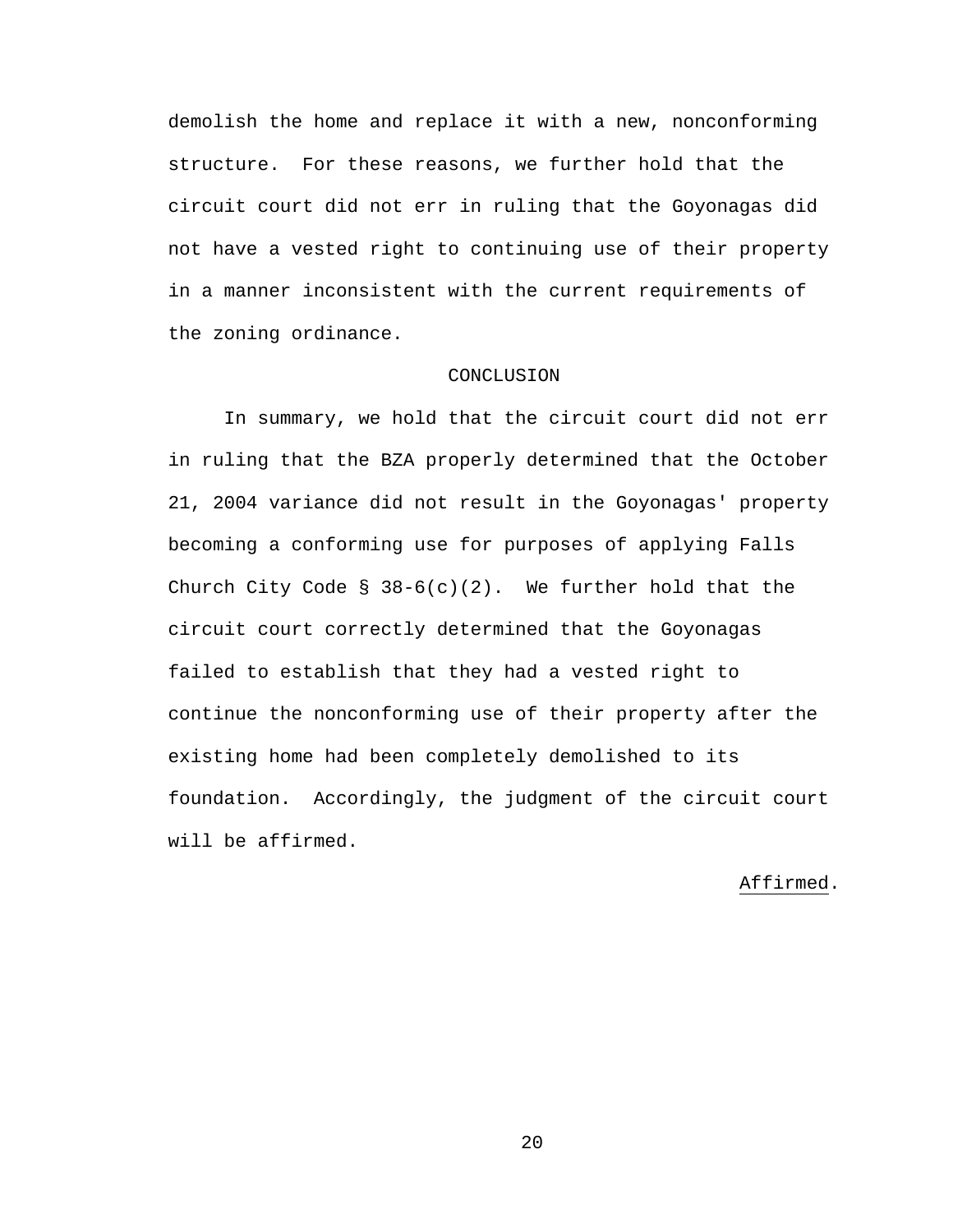demolish the home and replace it with a new, nonconforming structure. For these reasons, we further hold that the circuit court did not err in ruling that the Goyonagas did not have a vested right to continuing use of their property in a manner inconsistent with the current requirements of the zoning ordinance.

## CONCLUSION

In summary, we hold that the circuit court did not err in ruling that the BZA properly determined that the October 21, 2004 variance did not result in the Goyonagas' property becoming a conforming use for purposes of applying Falls Church City Code § 38-6(c)(2). We further hold that the circuit court correctly determined that the Goyonagas failed to establish that they had a vested right to continue the nonconforming use of their property after the existing home had been completely demolished to its foundation. Accordingly, the judgment of the circuit court will be affirmed.

Affirmed.